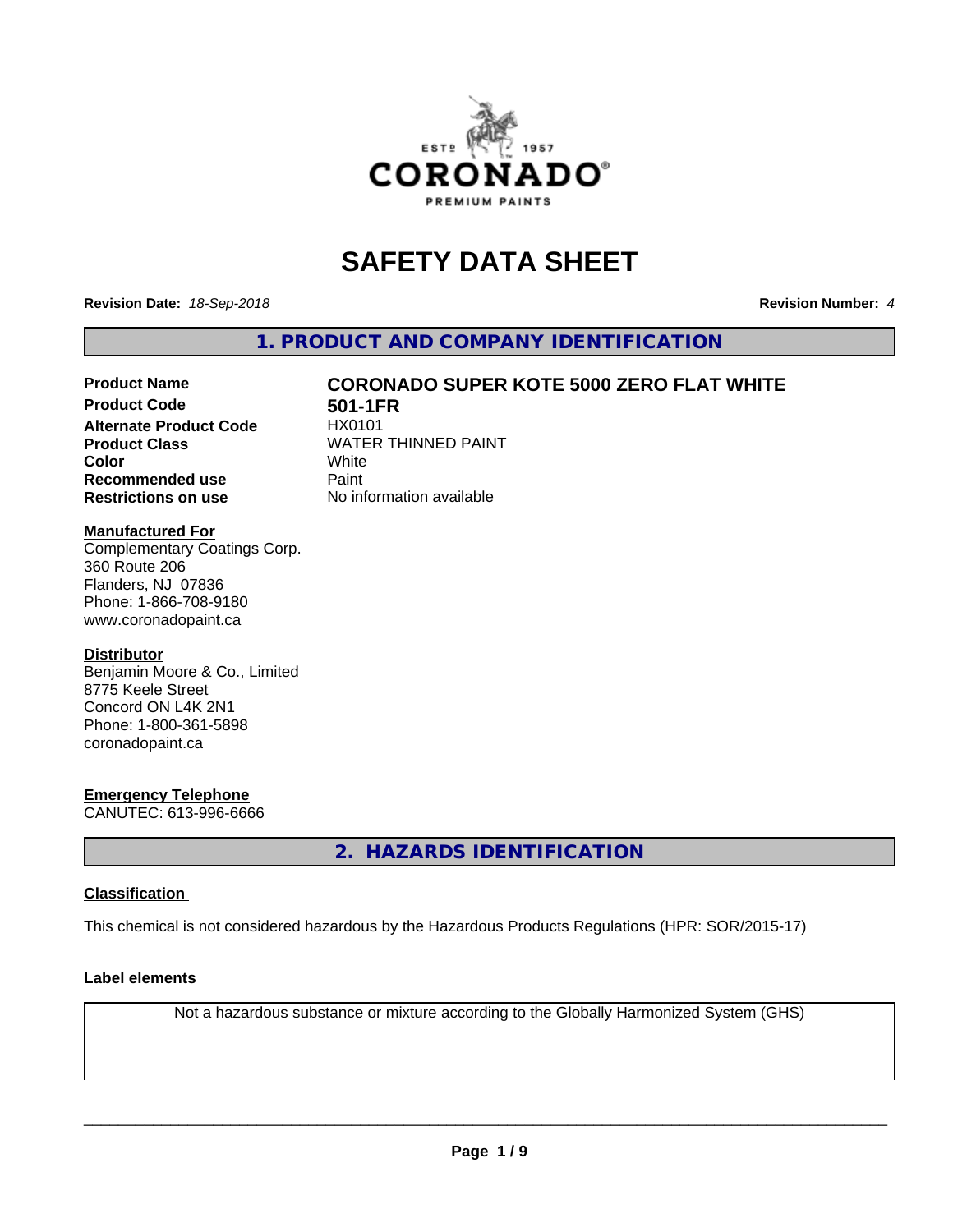# SAFETY DATA SHEET

**Revision Date:** *18-Sep-2018*

**Revision Number:** *4*

## 1. PRODUCT AND COMPANY IDENTIFICATION

| | |
|---|---|
| **Product Name** | **CORONADO SUPER KOTE 5000 ZERO FLAT WHITE** |
| **Product Code** | **501-1FR** |
| **Alternate Product Code** | HX0101 |
| **Product Class** | WATER THINNED PAINT |
| **Color** | White |
| **Recommended use** | Paint |
| **Restrictions on use** | No information available |

**Manufactured For**

Complementary Coatings Corp.
360 Route 206
Flanders, NJ 07836
Phone: 1-866-708-9180
www.coronadopaint.ca

**Distributor**

Benjamin Moore & Co., Limited
8775 Keele Street
Concord ON L4K 2N1
Phone: 1-800-361-5898
coronadopaint.ca

**Emergency Telephone**

CANUTEC: 613-996-6666

## 2. HAZARDS IDENTIFICATION

**Classification**

This chemical is not considered hazardous by the Hazardous Products Regulations (HPR: SOR/2015-17)

**Label elements**

Not a hazardous substance or mixture according to the Globally Harmonized System (GHS)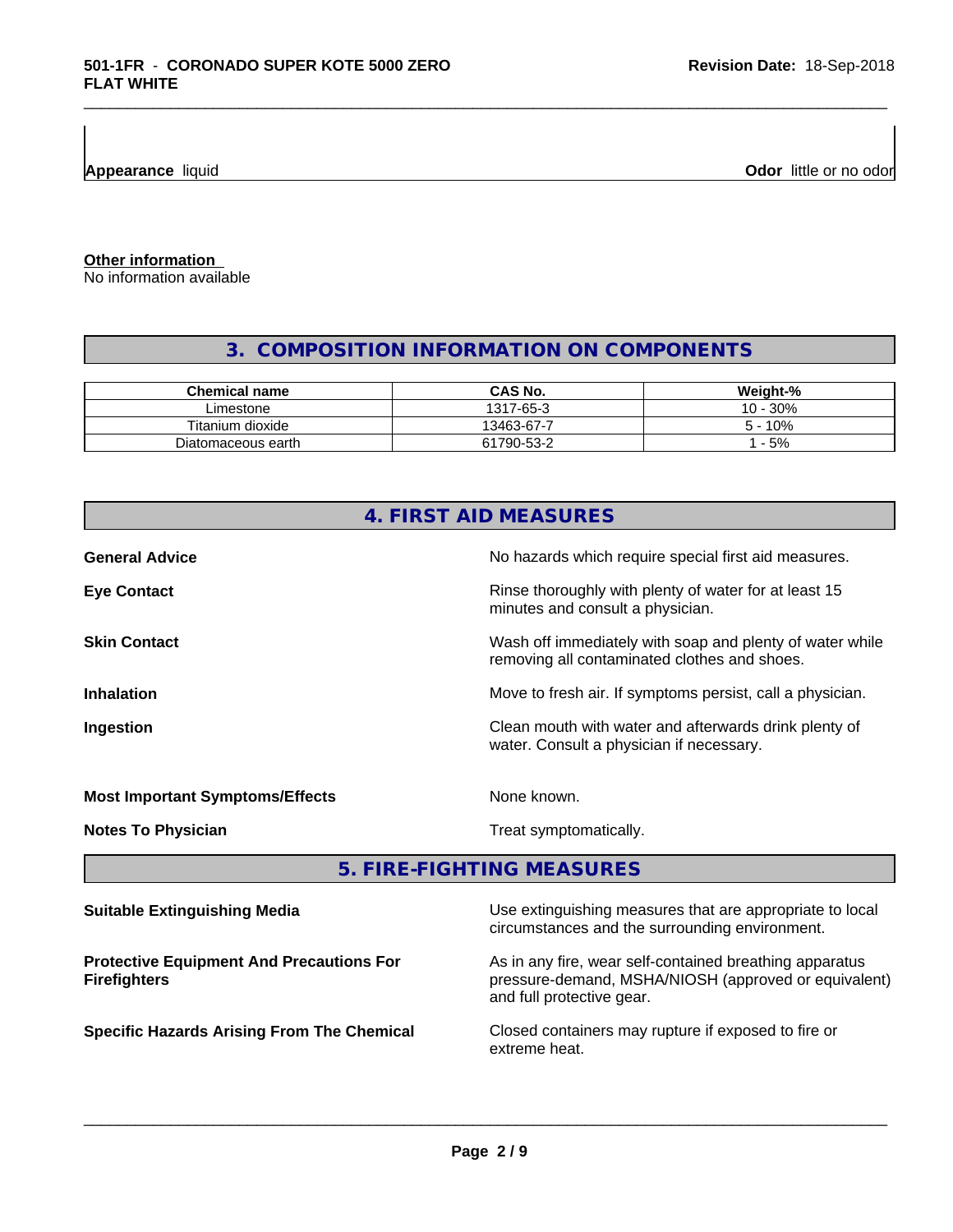**Appearance** liquid

**Odor** little or no odor

**Other information**
No information available

## 3. COMPOSITION INFORMATION ON COMPONENTS

| Chemical name | CAS No. | Weight-% |
|---|---|---|
| Limestone | 1317-65-3 | 10 - 30% |
| Titanium dioxide | 13463-67-7 | 5 - 10% |
| Diatomaceous earth | 61790-53-2 | 1 - 5% |

## 4. FIRST AID MEASURES

**General Advice** No hazards which require special first aid measures.

**Eye Contact** Rinse thoroughly with plenty of water for at least 15 minutes and consult a physician.

**Skin Contact** Wash off immediately with soap and plenty of water while removing all contaminated clothes and shoes.

**Inhalation** Move to fresh air. If symptoms persist, call a physician.

**Ingestion** Clean mouth with water and afterwards drink plenty of water. Consult a physician if necessary.

**Most Important Symptoms/Effects** None known.

**Notes To Physician** Treat symptomatically.

## 5. FIRE-FIGHTING MEASURES

**Suitable Extinguishing Media** Use extinguishing measures that are appropriate to local circumstances and the surrounding environment.

**Protective Equipment And Precautions For Firefighters** As in any fire, wear self-contained breathing apparatus pressure-demand, MSHA/NIOSH (approved or equivalent) and full protective gear.

**Specific Hazards Arising From The Chemical** Closed containers may rupture if exposed to fire or extreme heat.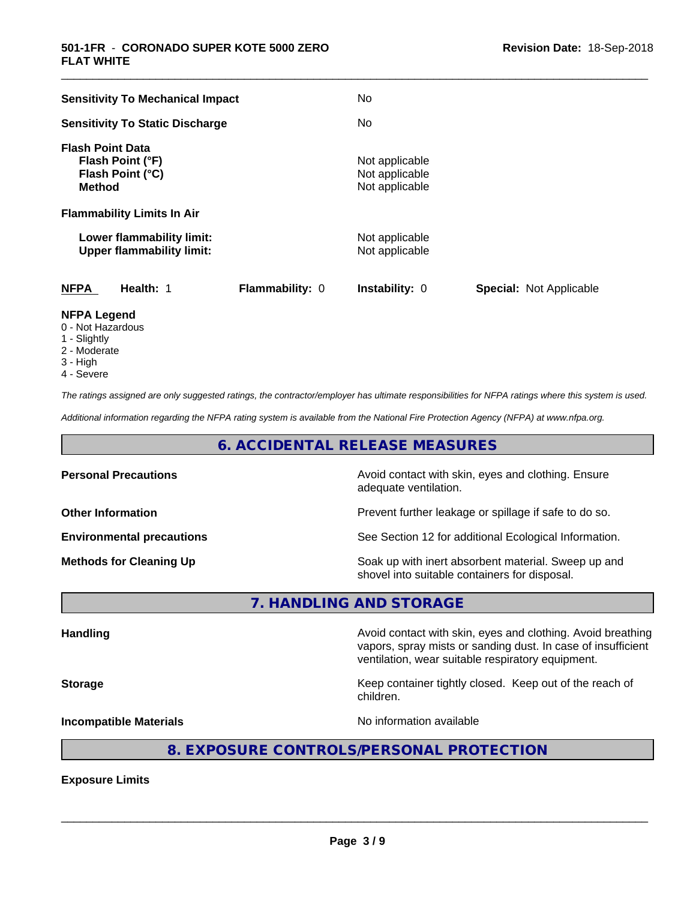| | |
|---|---|
| **Sensitivity To Mechanical Impact** | No |
| **Sensitivity To Static Discharge** | No |

**Flash Point Data**

| | |
|---|---|
| **Flash Point (°F)** | Not applicable |
| **Flash Point (°C)** | Not applicable |
| **Method** | Not applicable |

**Flammability Limits In Air**

| | |
|---|---|
| **Lower flammability limit:** | Not applicable |
| **Upper flammability limit:** | Not applicable |

| NFPA | Health: 1 | Flammability: 0 | Instability: 0 | Special: Not Applicable |
|---|---|---|---|---|

**NFPA Legend**

- 0 - Not Hazardous
- 1 - Slightly
- 2 - Moderate
- 3 - High
- 4 - Severe

*The ratings assigned are only suggested ratings, the contractor/employer has ultimate responsibilities for NFPA ratings where this system is used.*

*Additional information regarding the NFPA rating system is available from the National Fire Protection Agency (NFPA) at www.nfpa.org.*

## 6. ACCIDENTAL RELEASE MEASURES

| | |
|---|---|
| **Personal Precautions** | Avoid contact with skin, eyes and clothing. Ensure adequate ventilation. |
| **Other Information** | Prevent further leakage or spillage if safe to do so. |
| **Environmental precautions** | See Section 12 for additional Ecological Information. |
| **Methods for Cleaning Up** | Soak up with inert absorbent material. Sweep up and shovel into suitable containers for disposal. |

## 7. HANDLING AND STORAGE

| | |
|---|---|
| **Handling** | Avoid contact with skin, eyes and clothing. Avoid breathing vapors, spray mists or sanding dust. In case of insufficient ventilation, wear suitable respiratory equipment. |
| **Storage** | Keep container tightly closed. Keep out of the reach of children. |
| **Incompatible Materials** | No information available |

## 8. EXPOSURE CONTROLS/PERSONAL PROTECTION

**Exposure Limits**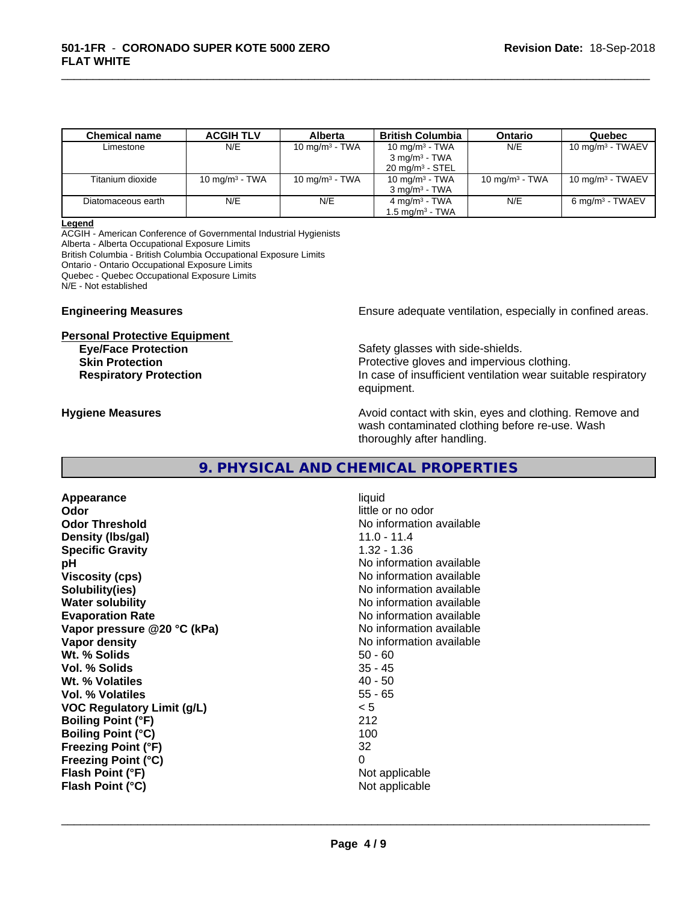| Chemical name | ACGIH TLV | Alberta | British Columbia | Ontario | Quebec |
| --- | --- | --- | --- | --- | --- |
| Limestone | N/E | 10 $mg/m^3$ - TWA | 10 $mg/m^3$ - TWA<br>3 $mg/m^3$ - TWA<br>20 $mg/m^3$ - STEL | N/E | 10 $mg/m^3$ - TWAEV |
| Titanium dioxide | 10 $mg/m^3$ - TWA | 10 $mg/m^3$ - TWA | 10 $mg/m^3$ - TWA<br>3 $mg/m^3$ - TWA | 10 $mg/m^3$ - TWA | 10 $mg/m^3$ - TWAEV |
| Diatomaceous earth | N/E | N/E | 4 $mg/m^3$ - TWA<br>1.5 $mg/m^3$ - TWA | N/E | 6 $mg/m^3$ - TWAEV |

**Legend**

ACGIH - American Conference of Governmental Industrial Hygienists
Alberta - Alberta Occupational Exposure Limits
British Columbia - British Columbia Occupational Exposure Limits
Ontario - Ontario Occupational Exposure Limits
Quebec - Quebec Occupational Exposure Limits
N/E - Not established

**Engineering Measures** Ensure adequate ventilation, especially in confined areas.

**Personal Protective Equipment**

**Eye/Face Protection** Safety glasses with side-shields.

**Skin Protection** Protective gloves and impervious clothing.

**Respiratory Protection** In case of insufficient ventilation wear suitable respiratory equipment.

**Hygiene Measures** Avoid contact with skin, eyes and clothing. Remove and wash contaminated clothing before re-use. Wash thoroughly after handling.

## 9. PHYSICAL AND CHEMICAL PROPERTIES

| | |
| --- | --- |
| **Appearance** | liquid |
| **Odor** | little or no odor |
| **Odor Threshold** | No information available |
| **Density (lbs/gal)** | 11.0 - 11.4 |
| **Specific Gravity** | 1.32 - 1.36 |
| **pH** | No information available |
| **Viscosity (cps)** | No information available |
| **Solubility(ies)** | No information available |
| **Water solubility** | No information available |
| **Evaporation Rate** | No information available |
| **Vapor pressure @20 °C (kPa)** | No information available |
| **Vapor density** | No information available |
| **Wt. % Solids** | 50 - 60 |
| **Vol. % Solids** | 35 - 45 |
| **Wt. % Volatiles** | 40 - 50 |
| **Vol. % Volatiles** | 55 - 65 |
| **VOC Regulatory Limit (g/L)** | < 5 |
| **Boiling Point (°F)** | 212 |
| **Boiling Point (°C)** | 100 |
| **Freezing Point (°F)** | 32 |
| **Freezing Point (°C)** | 0 |
| **Flash Point (°F)** | Not applicable |
| **Flash Point (°C)** | Not applicable |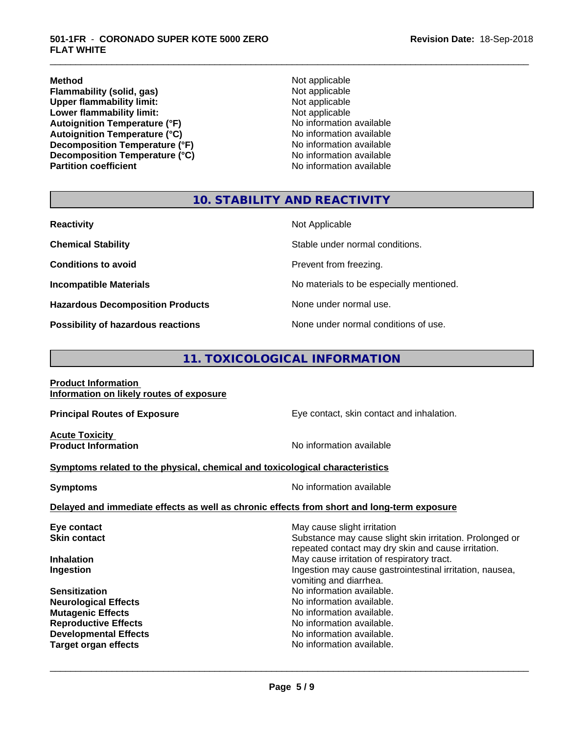| | |
|---|---|
| **Method** | Not applicable |
| **Flammability (solid, gas)** | Not applicable |
| **Upper flammability limit:** | Not applicable |
| **Lower flammability limit:** | Not applicable |
| **Autoignition Temperature (°F)** | No information available |
| **Autoignition Temperature (°C)** | No information available |
| **Decomposition Temperature (°F)** | No information available |
| **Decomposition Temperature (°C)** | No information available |
| **Partition coefficient** | No information available |

## 10. STABILITY AND REACTIVITY

| | |
|---|---|
| **Reactivity** | Not Applicable |
| **Chemical Stability** | Stable under normal conditions. |
| **Conditions to avoid** | Prevent from freezing. |
| **Incompatible Materials** | No materials to be especially mentioned. |
| **Hazardous Decomposition Products** | None under normal use. |
| **Possibility of hazardous reactions** | None under normal conditions of use. |

## 11. TOXICOLOGICAL INFORMATION

**Product Information**
**Information on likely routes of exposure**

**Principal Routes of Exposure** — Eye contact, skin contact and inhalation.

**Acute Toxicity**
**Product Information** — No information available

**Symptoms related to the physical, chemical and toxicological characteristics**

**Symptoms** — No information available

**Delayed and immediate effects as well as chronic effects from short and long-term exposure**

| | |
|---|---|
| **Eye contact** | May cause slight irritation |
| **Skin contact** | Substance may cause slight skin irritation. Prolonged or repeated contact may dry skin and cause irritation. |
| **Inhalation** | May cause irritation of respiratory tract. |
| **Ingestion** | Ingestion may cause gastrointestinal irritation, nausea, vomiting and diarrhea. |
| **Sensitization** | No information available. |
| **Neurological Effects** | No information available. |
| **Mutagenic Effects** | No information available. |
| **Reproductive Effects** | No information available. |
| **Developmental Effects** | No information available. |
| **Target organ effects** | No information available. |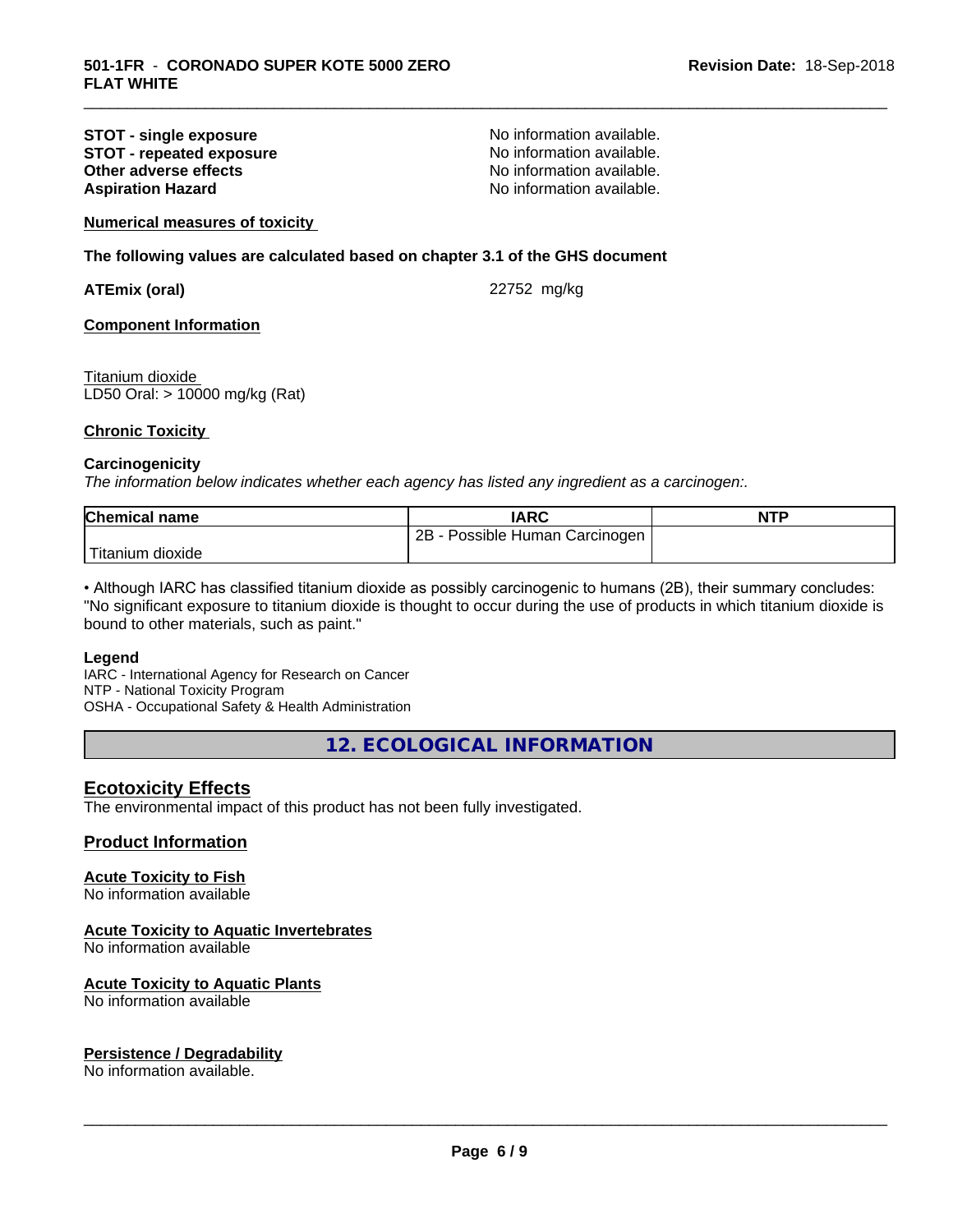| | |
|---|---|
| **STOT - single exposure** | No information available. |
| **STOT - repeated exposure** | No information available. |
| **Other adverse effects** | No information available. |
| **Aspiration Hazard** | No information available. |

**Numerical measures of toxicity**

**The following values are calculated based on chapter 3.1 of the GHS document**

**ATEmix (oral)** 22752 mg/kg

**Component Information**

Titanium dioxide
LD50 Oral: > 10000 mg/kg (Rat)

**Chronic Toxicity**

**Carcinogenicity**

*The information below indicates whether each agency has listed any ingredient as a carcinogen:.*

| Chemical name | IARC | NTP |
|---|---|---|
| Titanium dioxide | 2B - Possible Human Carcinogen | |

• Although IARC has classified titanium dioxide as possibly carcinogenic to humans (2B), their summary concludes: "No significant exposure to titanium dioxide is thought to occur during the use of products in which titanium dioxide is bound to other materials, such as paint."

**Legend**
IARC - International Agency for Research on Cancer
NTP - National Toxicity Program
OSHA - Occupational Safety & Health Administration

## 12. ECOLOGICAL INFORMATION

### Ecotoxicity Effects

The environmental impact of this product has not been fully investigated.

### Product Information

**Acute Toxicity to Fish**
No information available

**Acute Toxicity to Aquatic Invertebrates**
No information available

**Acute Toxicity to Aquatic Plants**
No information available

**Persistence / Degradability**
No information available.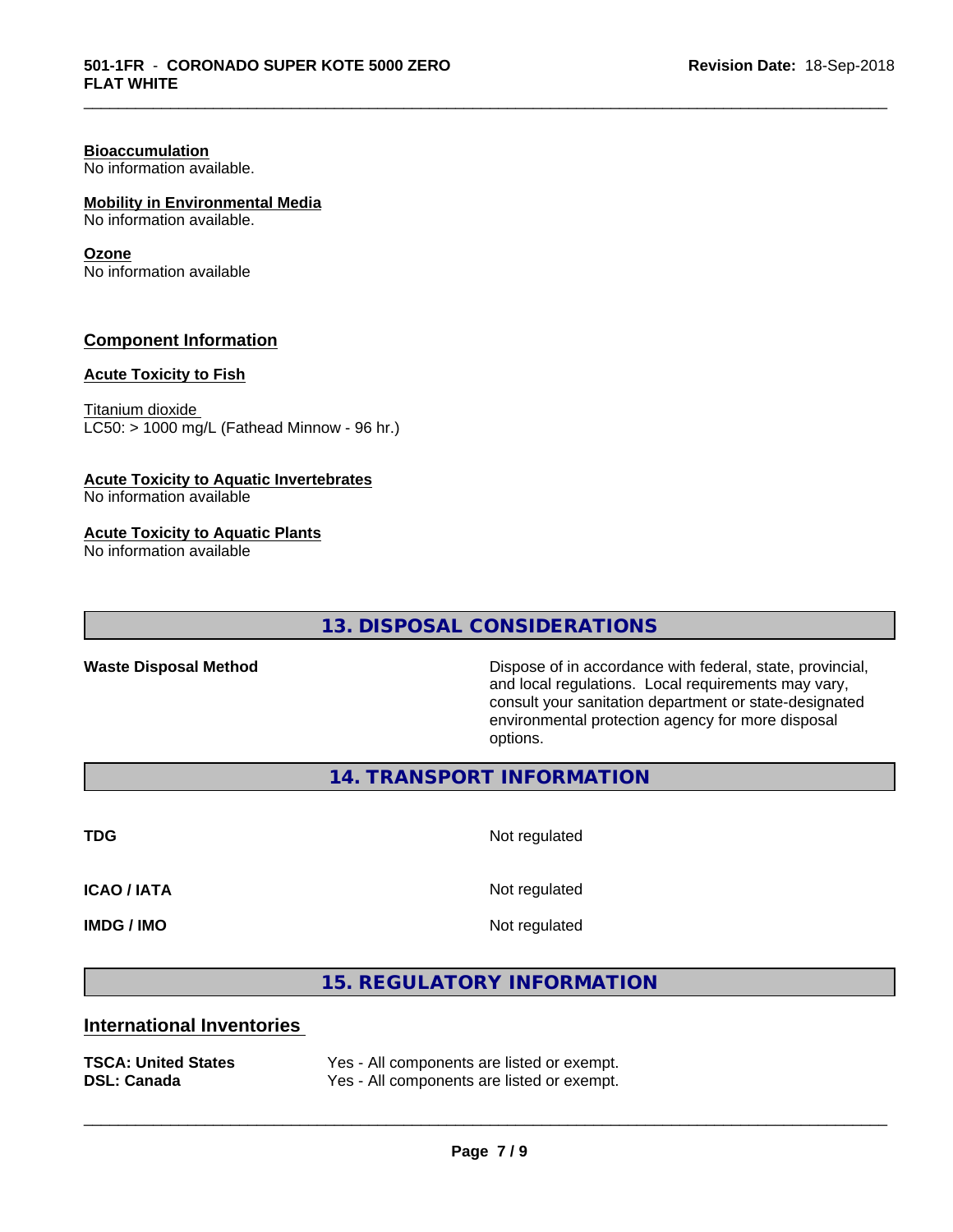**Bioaccumulation**
No information available.

**Mobility in Environmental Media**
No information available.

**Ozone**
No information available

## Component Information

**Acute Toxicity to Fish**

Titanium dioxide
LC50: > 1000 mg/L (Fathead Minnow - 96 hr.)

**Acute Toxicity to Aquatic Invertebrates**
No information available

**Acute Toxicity to Aquatic Plants**
No information available

## 13. DISPOSAL CONSIDERATIONS

| | |
|---|---|
| **Waste Disposal Method** | Dispose of in accordance with federal, state, provincial, and local regulations. Local requirements may vary, consult your sanitation department or state-designated environmental protection agency for more disposal options. |

## 14. TRANSPORT INFORMATION

| | |
|---|---|
| **TDG** | Not regulated |
| **ICAO / IATA** | Not regulated |
| **IMDG / IMO** | Not regulated |

## 15. REGULATORY INFORMATION

### International Inventories

| | |
|---|---|
| **TSCA: United States** | Yes - All components are listed or exempt. |
| **DSL: Canada** | Yes - All components are listed or exempt. |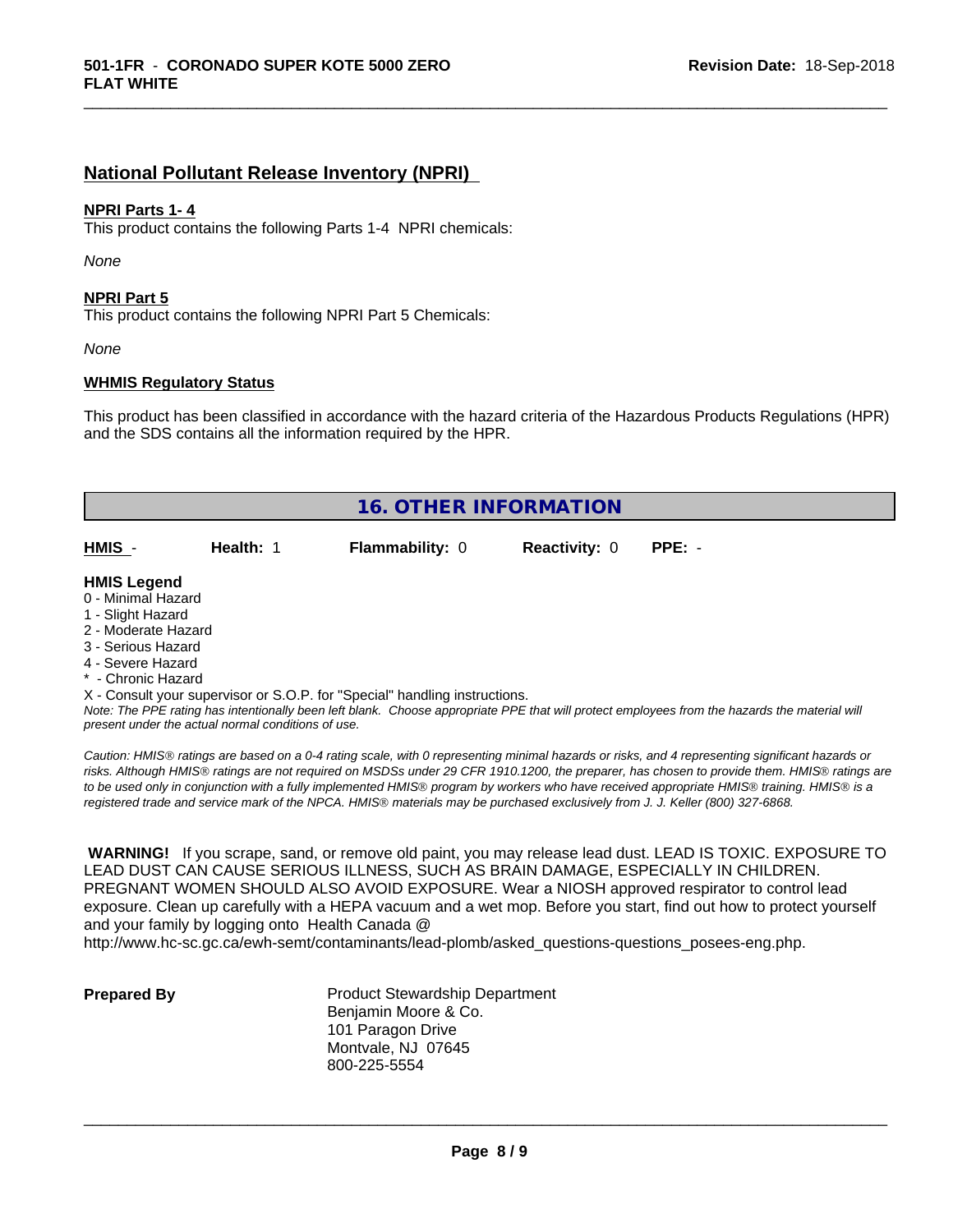## National Pollutant Release Inventory (NPRI)

**NPRI Parts 1- 4**

This product contains the following Parts 1-4 NPRI chemicals:

*None*

**NPRI Part 5**

This product contains the following NPRI Part 5 Chemicals:

*None*

**WHMIS Regulatory Status**

This product has been classified in accordance with the hazard criteria of the Hazardous Products Regulations (HPR) and the SDS contains all the information required by the HPR.

## 16. OTHER INFORMATION

| HMIS - | Health: 1 | Flammability: 0 | Reactivity: 0 | PPE: - |
|---|---|---|---|---|

**HMIS Legend**

0 - Minimal Hazard
1 - Slight Hazard
2 - Moderate Hazard
3 - Serious Hazard
4 - Severe Hazard
* - Chronic Hazard
X - Consult your supervisor or S.O.P. for "Special" handling instructions.

*Note: The PPE rating has intentionally been left blank. Choose appropriate PPE that will protect employees from the hazards the material will present under the actual normal conditions of use.*

*Caution: HMIS® ratings are based on a 0-4 rating scale, with 0 representing minimal hazards or risks, and 4 representing significant hazards or risks. Although HMIS® ratings are not required on MSDSs under 29 CFR 1910.1200, the preparer, has chosen to provide them. HMIS® ratings are to be used only in conjunction with a fully implemented HMIS® program by workers who have received appropriate HMIS® training. HMIS® is a registered trade and service mark of the NPCA. HMIS® materials may be purchased exclusively from J. J. Keller (800) 327-6868.*

**WARNING!** If you scrape, sand, or remove old paint, you may release lead dust. LEAD IS TOXIC. EXPOSURE TO LEAD DUST CAN CAUSE SERIOUS ILLNESS, SUCH AS BRAIN DAMAGE, ESPECIALLY IN CHILDREN. PREGNANT WOMEN SHOULD ALSO AVOID EXPOSURE. Wear a NIOSH approved respirator to control lead exposure. Clean up carefully with a HEPA vacuum and a wet mop. Before you start, find out how to protect yourself and your family by logging onto Health Canada @ http://www.hc-sc.gc.ca/ewh-semt/contaminants/lead-plomb/asked_questions-questions_posees-eng.php.

**Prepared By**

Product Stewardship Department
Benjamin Moore & Co.
101 Paragon Drive
Montvale, NJ 07645
800-225-5554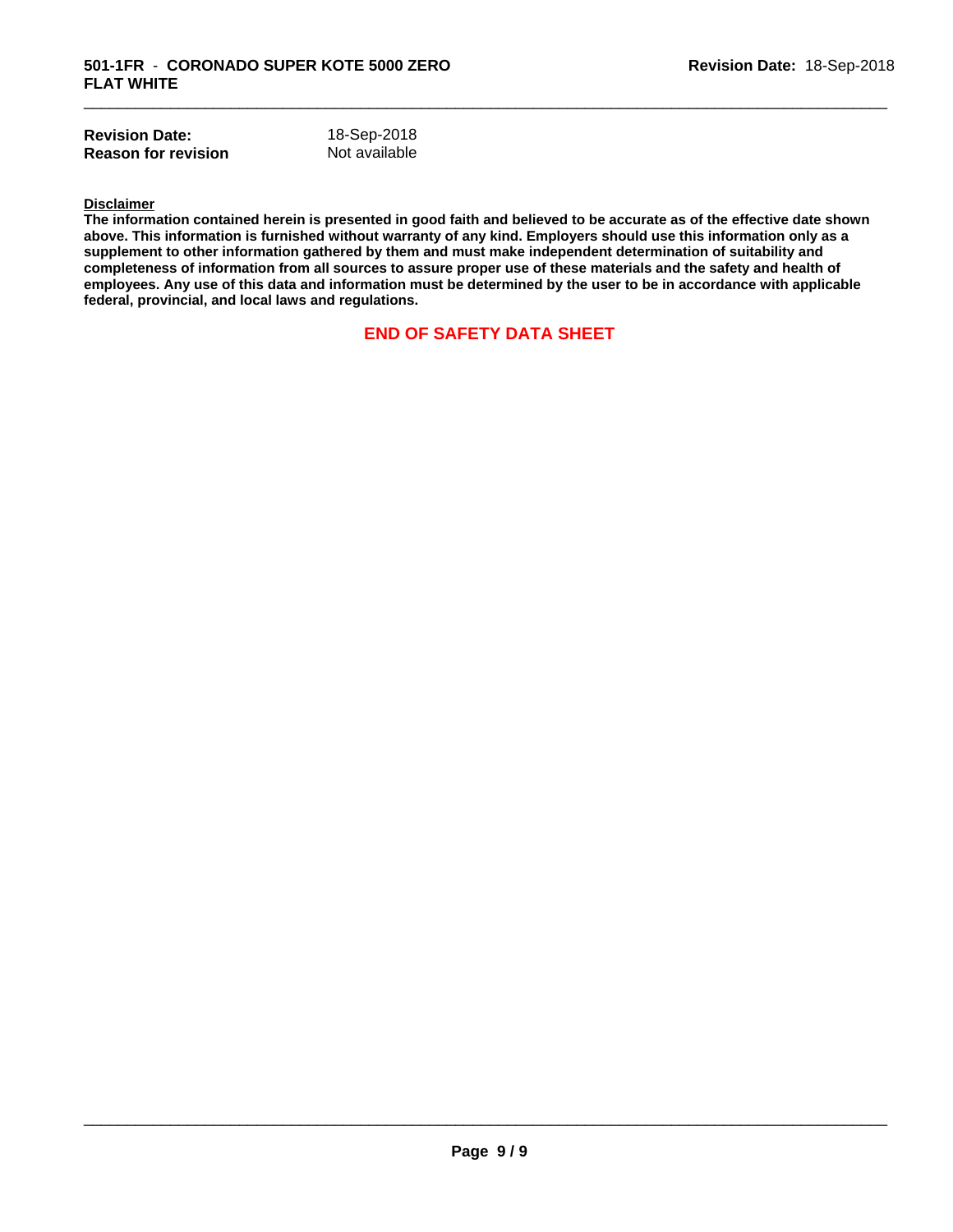**Revision Date:** 18-Sep-2018
**Reason for revision** Not available

**Disclaimer**

**The information contained herein is presented in good faith and believed to be accurate as of the effective date shown above. This information is furnished without warranty of any kind. Employers should use this information only as a supplement to other information gathered by them and must make independent determination of suitability and completeness of information from all sources to assure proper use of these materials and the safety and health of employees. Any use of this data and information must be determined by the user to be in accordance with applicable federal, provincial, and local laws and regulations.**

**END OF SAFETY DATA SHEET**